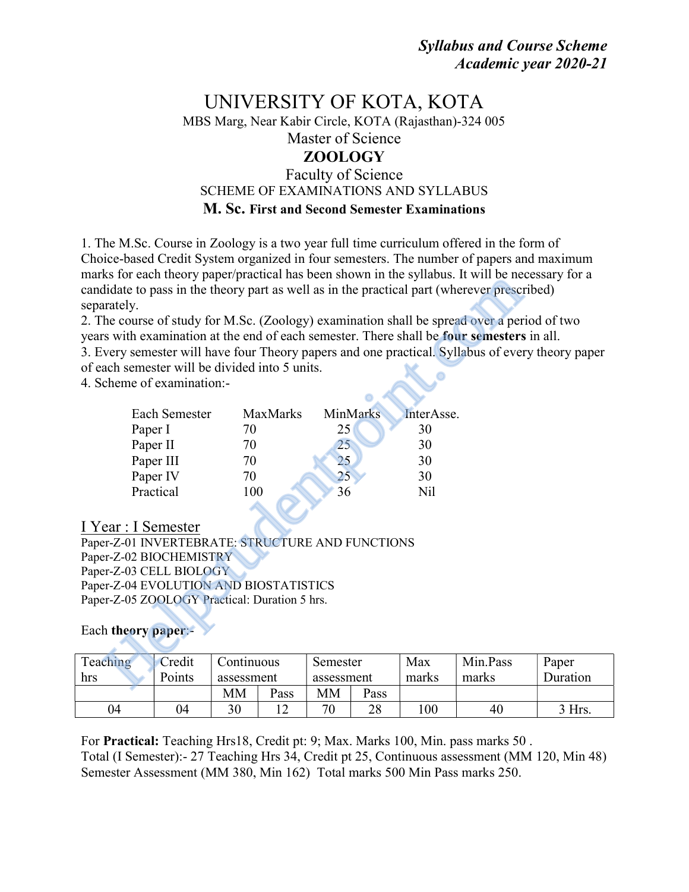*Syllabus and Course Scheme*
*Academic year 2020-21*

# UNIVERSITY OF KOTA, KOTA

MBS Marg, Near Kabir Circle, KOTA (Rajasthan)-324 005

Master of Science

## ZOOLOGY

Faculty of Science

SCHEME OF EXAMINATIONS AND SYLLABUS

**M. Sc. First and Second Semester Examinations**

1. The M.Sc. Course in Zoology is a two year full time curriculum offered in the form of Choice-based Credit System organized in four semesters. The number of papers and maximum marks for each theory paper/practical has been shown in the syllabus. It will be necessary for a candidate to pass in the theory part as well as in the practical part (wherever prescribed) separately.
2. The course of study for M.Sc. (Zoology) examination shall be spread over a period of two years with examination at the end of each semester. There shall be **four semesters** in all.
3. Every semester will have four Theory papers and one practical. Syllabus of every theory paper of each semester will be divided into 5 units.
4. Scheme of examination:-

| Each Semester | MaxMarks | MinMarks | InterAsse. |
|---|---|---|---|
| Paper I | 70 | 25 | 30 |
| Paper II | 70 | 25 | 30 |
| Paper III | 70 | 25 | 30 |
| Paper IV | 70 | 25 | 30 |
| Practical | 100 | 36 | Nil |

### I Year : I Semester

Paper-Z-01 INVERTEBRATE: STRUCTURE AND FUNCTIONS
Paper-Z-02 BIOCHEMISTRY
Paper-Z-03 CELL BIOLOGY
Paper-Z-04 EVOLUTION AND BIOSTATISTICS
Paper-Z-05 ZOOLOGY Practical: Duration 5 hrs.

Each **theory paper**:-

| Teaching hrs | Credit Points | Continuous assessment | | Semester assessment | | Max marks | Min.Pass marks | Paper Duration |
|---|---|---|---|---|---|---|---|---|
| | | MM | Pass | MM | Pass | | | |
| 04 | 04 | 30 | 12 | 70 | 28 | 100 | 40 | 3 Hrs. |

For **Practical:** Teaching Hrs18, Credit pt: 9; Max. Marks 100, Min. pass marks 50 .
Total (I Semester):- 27 Teaching Hrs 34, Credit pt 25, Continuous assessment (MM 120, Min 48) Semester Assessment (MM 380, Min 162) Total marks 500 Min Pass marks 250.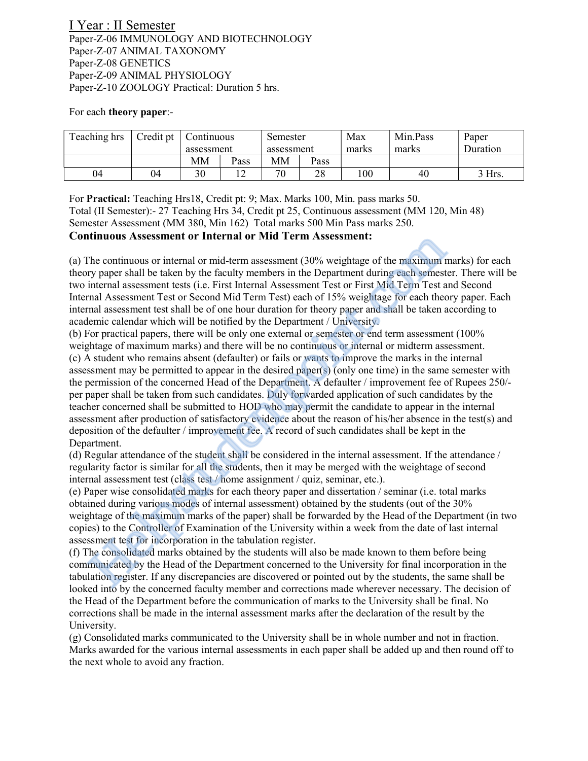## I Year : II Semester

Paper-Z-06 IMMUNOLOGY AND BIOTECHNOLOGY
Paper-Z-07 ANIMAL TAXONOMY
Paper-Z-08 GENETICS
Paper-Z-09 ANIMAL PHYSIOLOGY
Paper-Z-10 ZOOLOGY Practical: Duration 5 hrs.

For each **theory paper**:-

| Teaching hrs | Credit pt | Continuous assessment | | Semester assessment | | Max marks | Min.Pass marks | Paper Duration |
|---|---|---|---|---|---|---|---|---|
| | | MM | Pass | MM | Pass | | | |
| 04 | 04 | 30 | 12 | 70 | 28 | 100 | 40 | 3 Hrs. |

For **Practical:** Teaching Hrs18, Credit pt: 9; Max. Marks 100, Min. pass marks 50.
Total (II Semester):- 27 Teaching Hrs 34, Credit pt 25, Continuous assessment (MM 120, Min 48)
Semester Assessment (MM 380, Min 162) Total marks 500 Min Pass marks 250.

### Continuous Assessment or Internal or Mid Term Assessment:

(a) The continuous or internal or mid-term assessment (30% weightage of the maximum marks) for each theory paper shall be taken by the faculty members in the Department during each semester. There will be two internal assessment tests (i.e. First Internal Assessment Test or First Mid Term Test and Second Internal Assessment Test or Second Mid Term Test) each of 15% weightage for each theory paper. Each internal assessment test shall be of one hour duration for theory paper and shall be taken according to academic calendar which will be notified by the Department / University.

(b) For practical papers, there will be only one external or semester or end term assessment (100% weightage of maximum marks) and there will be no continuous or internal or midterm assessment.

(c) A student who remains absent (defaulter) or fails or wants to improve the marks in the internal assessment may be permitted to appear in the desired paper(s) (only one time) in the same semester with the permission of the concerned Head of the Department. A defaulter / improvement fee of Rupees 250/- per paper shall be taken from such candidates. Duly forwarded application of such candidates by the teacher concerned shall be submitted to HOD who may permit the candidate to appear in the internal assessment after production of satisfactory evidence about the reason of his/her absence in the test(s) and deposition of the defaulter / improvement fee. A record of such candidates shall be kept in the Department.

(d) Regular attendance of the student shall be considered in the internal assessment. If the attendance / regularity factor is similar for all the students, then it may be merged with the weightage of second internal assessment test (class test / home assignment / quiz, seminar, etc.).

(e) Paper wise consolidated marks for each theory paper and dissertation / seminar (i.e. total marks obtained during various modes of internal assessment) obtained by the students (out of the 30% weightage of the maximum marks of the paper) shall be forwarded by the Head of the Department (in two copies) to the Controller of Examination of the University within a week from the date of last internal assessment test for incorporation in the tabulation register.

(f) The consolidated marks obtained by the students will also be made known to them before being communicated by the Head of the Department concerned to the University for final incorporation in the tabulation register. If any discrepancies are discovered or pointed out by the students, the same shall be looked into by the concerned faculty member and corrections made wherever necessary. The decision of the Head of the Department before the communication of marks to the University shall be final. No corrections shall be made in the internal assessment marks after the declaration of the result by the University.

(g) Consolidated marks communicated to the University shall be in whole number and not in fraction. Marks awarded for the various internal assessments in each paper shall be added up and then round off to the next whole to avoid any fraction.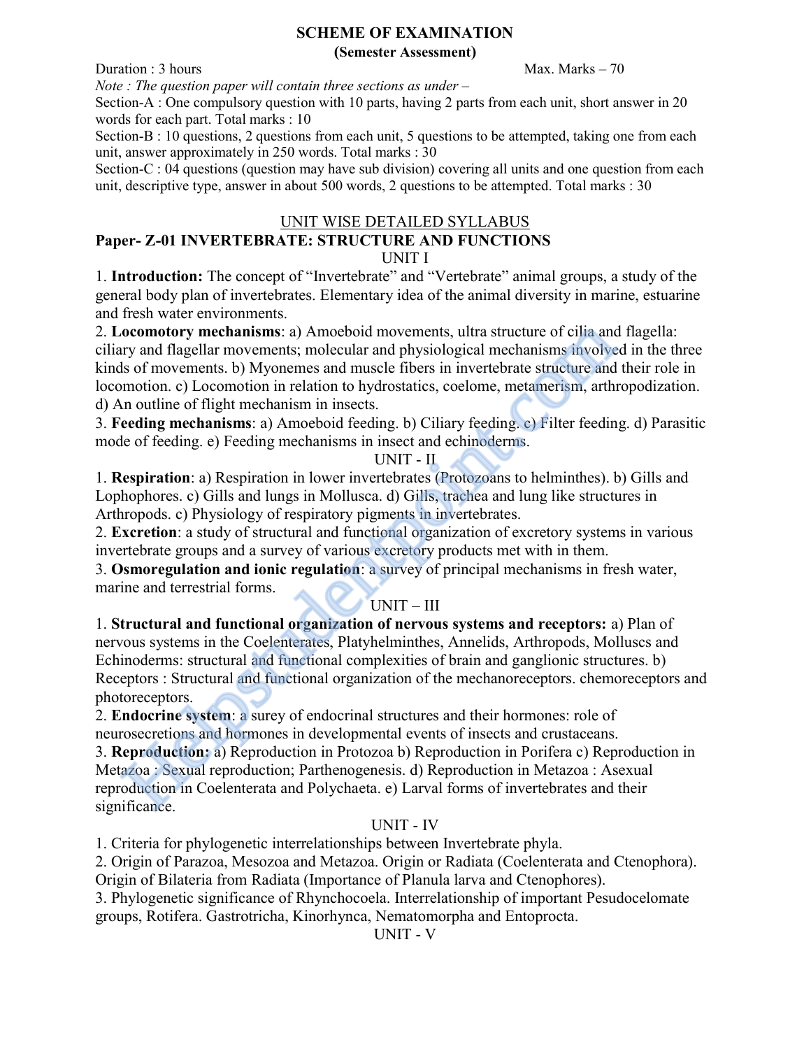# SCHEME OF EXAMINATION

**(Semester Assessment)**

Duration : 3 hours Max. Marks – 70

*Note : The question paper will contain three sections as under –*

Section-A : One compulsory question with 10 parts, having 2 parts from each unit, short answer in 20 words for each part. Total marks : 10

Section-B : 10 questions, 2 questions from each unit, 5 questions to be attempted, taking one from each unit, answer approximately in 250 words. Total marks : 30

Section-C : 04 questions (question may have sub division) covering all units and one question from each unit, descriptive type, answer in about 500 words, 2 questions to be attempted. Total marks : 30

## UNIT WISE DETAILED SYLLABUS

## Paper- Z-01 INVERTEBRATE: STRUCTURE AND FUNCTIONS

### UNIT I

1. **Introduction:** The concept of "Invertebrate" and "Vertebrate" animal groups, a study of the general body plan of invertebrates. Elementary idea of the animal diversity in marine, estuarine and fresh water environments.
2. **Locomotory mechanisms**: a) Amoeboid movements, ultra structure of cilia and flagella: ciliary and flagellar movements; molecular and physiological mechanisms involved in the three kinds of movements. b) Myonemes and muscle fibers in invertebrate structure and their role in locomotion. c) Locomotion in relation to hydrostatics, coelome, metamerism, arthropodization. d) An outline of flight mechanism in insects.
3. **Feeding mechanisms**: a) Amoeboid feeding. b) Ciliary feeding. c) Filter feeding. d) Parasitic mode of feeding. e) Feeding mechanisms in insect and echinoderms.

### UNIT - II

1. **Respiration**: a) Respiration in lower invertebrates (Protozoans to helminthes). b) Gills and Lophophores. c) Gills and lungs in Mollusca. d) Gills, trachea and lung like structures in Arthropods. c) Physiology of respiratory pigments in invertebrates.
2. **Excretion**: a study of structural and functional organization of excretory systems in various invertebrate groups and a survey of various excretory products met with in them.
3. **Osmoregulation and ionic regulation**: a survey of principal mechanisms in fresh water, marine and terrestrial forms.

### UNIT – III

1. **Structural and functional organization of nervous systems and receptors:** a) Plan of nervous systems in the Coelenterates, Platyhelminthes, Annelids, Arthropods, Molluscs and Echinoderms: structural and functional complexities of brain and ganglionic structures. b) Receptors : Structural and functional organization of the mechanoreceptors. chemoreceptors and photoreceptors.
2. **Endocrine system**: a surey of endocrinal structures and their hormones: role of neurosecretions and hormones in developmental events of insects and crustaceans.
3. **Reproduction:** a) Reproduction in Protozoa b) Reproduction in Porifera c) Reproduction in Metazoa : Sexual reproduction; Parthenogenesis. d) Reproduction in Metazoa : Asexual reproduction in Coelenterata and Polychaeta. e) Larval forms of invertebrates and their significance.

### UNIT - IV

1. Criteria for phylogenetic interrelationships between Invertebrate phyla.
2. Origin of Parazoa, Mesozoa and Metazoa. Origin or Radiata (Coelenterata and Ctenophora). Origin of Bilateria from Radiata (Importance of Planula larva and Ctenophores).
3. Phylogenetic significance of Rhynchocoela. Interrelationship of important Pesudocelomate groups, Rotifera. Gastrotricha, Kinorhynca, Nematomorpha and Entoprocta.

### UNIT - V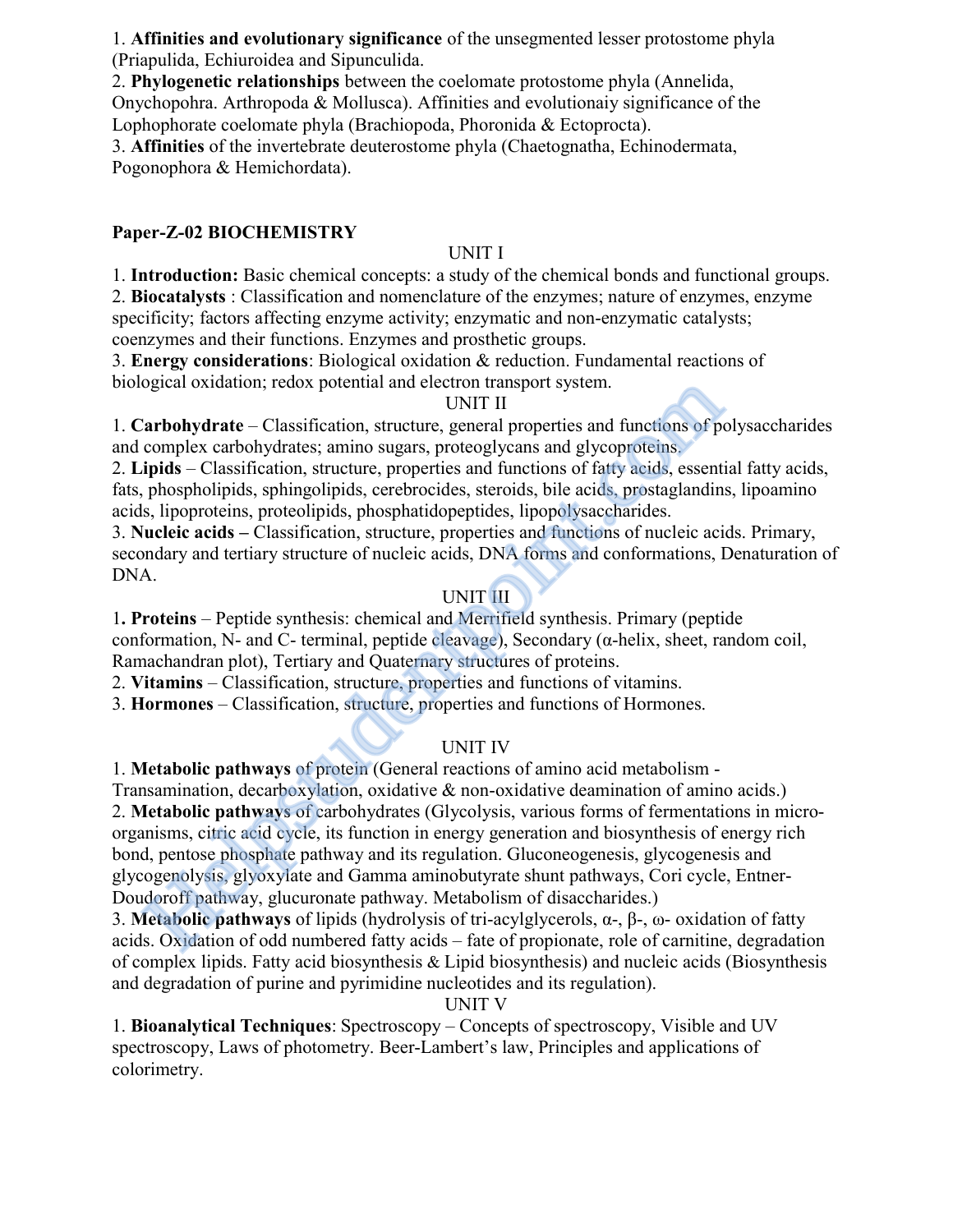1. **Affinities and evolutionary significance** of the unsegmented lesser protostome phyla (Priapulida, Echiuroidea and Sipunculida.
2. **Phylogenetic relationships** between the coelomate protostome phyla (Annelida, Onychopohra. Arthropoda & Mollusca). Affinities and evolutionaiy significance of the Lophophorate coelomate phyla (Brachiopoda, Phoronida & Ectoprocta).
3. **Affinities** of the invertebrate deuterostome phyla (Chaetognatha, Echinodermata, Pogonophora & Hemichordata).

## Paper-Z-02 BIOCHEMISTRY

### UNIT I

1. **Introduction:** Basic chemical concepts: a study of the chemical bonds and functional groups.
2. **Biocatalysts** : Classification and nomenclature of the enzymes; nature of enzymes, enzyme specificity; factors affecting enzyme activity; enzymatic and non-enzymatic catalysts; coenzymes and their functions. Enzymes and prosthetic groups.
3. **Energy considerations**: Biological oxidation & reduction. Fundamental reactions of biological oxidation; redox potential and electron transport system.

### UNIT II

1. **Carbohydrate** – Classification, structure, general properties and functions of polysaccharides and complex carbohydrates; amino sugars, proteoglycans and glycoproteins.
2. **Lipids** – Classification, structure, properties and functions of fatty acids, essential fatty acids, fats, phospholipids, sphingolipids, cerebrocides, steroids, bile acids, prostaglandins, lipoamino acids, lipoproteins, proteolipids, phosphatidopeptides, lipopolysaccharides.
3. **Nucleic acids –** Classification, structure, properties and functions of nucleic acids. Primary, secondary and tertiary structure of nucleic acids, DNA forms and conformations, Denaturation of DNA.

### UNIT III

1. **Proteins** – Peptide synthesis: chemical and Merrifield synthesis. Primary (peptide conformation, N- and C- terminal, peptide cleavage), Secondary (α-helix, sheet, random coil, Ramachandran plot), Tertiary and Quaternary structures of proteins.
2. **Vitamins** – Classification, structure, properties and functions of vitamins.
3. **Hormones** – Classification, structure, properties and functions of Hormones.

### UNIT IV

1. **Metabolic pathways** of protein (General reactions of amino acid metabolism - Transamination, decarboxylation, oxidative & non-oxidative deamination of amino acids.)
2. **Metabolic pathways** of carbohydrates (Glycolysis, various forms of fermentations in micro-organisms, citric acid cycle, its function in energy generation and biosynthesis of energy rich bond, pentose phosphate pathway and its regulation. Gluconeogenesis, glycogenesis and glycogenolysis, glyoxylate and Gamma aminobutyrate shunt pathways, Cori cycle, Entner-Doudoroff pathway, glucuronate pathway. Metabolism of disaccharides.)
3. **Metabolic pathways** of lipids (hydrolysis of tri-acylglycerols, α-, β-, ω- oxidation of fatty acids. Oxidation of odd numbered fatty acids – fate of propionate, role of carnitine, degradation of complex lipids. Fatty acid biosynthesis & Lipid biosynthesis) and nucleic acids (Biosynthesis and degradation of purine and pyrimidine nucleotides and its regulation).

### UNIT V

1. **Bioanalytical Techniques**: Spectroscopy – Concepts of spectroscopy, Visible and UV spectroscopy, Laws of photometry. Beer-Lambert's law, Principles and applications of colorimetry.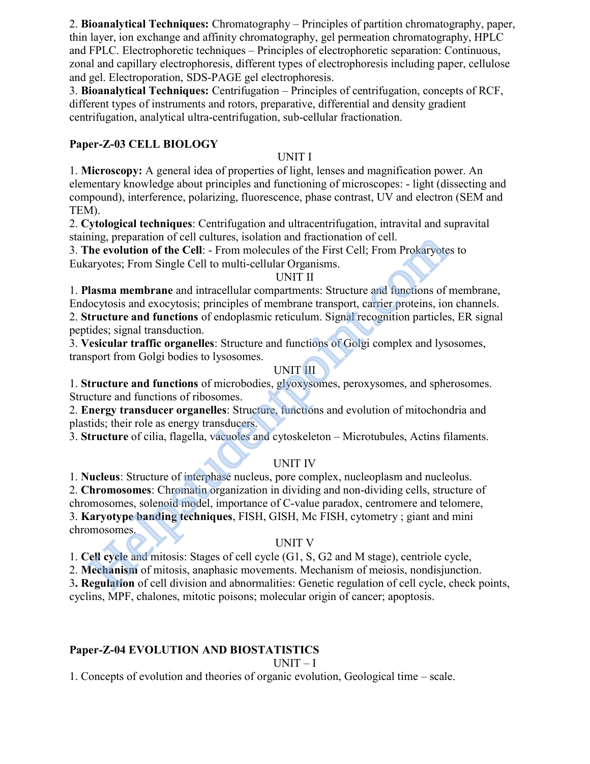2. **Bioanalytical Techniques:** Chromatography – Principles of partition chromatography, paper, thin layer, ion exchange and affinity chromatography, gel permeation chromatography, HPLC and FPLC. Electrophoretic techniques – Principles of electrophoretic separation: Continuous, zonal and capillary electrophoresis, different types of electrophoresis including paper, cellulose and gel. Electroporation, SDS-PAGE gel electrophoresis.

3. **Bioanalytical Techniques:** Centrifugation – Principles of centrifugation, concepts of RCF, different types of instruments and rotors, preparative, differential and density gradient centrifugation, analytical ultra-centrifugation, sub-cellular fractionation.

## Paper-Z-03 CELL BIOLOGY

### UNIT I

1. **Microscopy:** A general idea of properties of light, lenses and magnification power. An elementary knowledge about principles and functioning of microscopes: - light (dissecting and compound), interference, polarizing, fluorescence, phase contrast, UV and electron (SEM and TEM).
2. **Cytological techniques**: Centrifugation and ultracentrifugation, intravital and supravital staining, preparation of cell cultures, isolation and fractionation of cell.
3. **The evolution of the Cell**: - From molecules of the First Cell; From Prokaryotes to Eukaryotes; From Single Cell to multi-cellular Organisms.

### UNIT II

1. **Plasma membrane** and intracellular compartments: Structure and functions of membrane, Endocytosis and exocytosis; principles of membrane transport, carrier proteins, ion channels.
2. **Structure and functions** of endoplasmic reticulum. Signal recognition particles, ER signal peptides; signal transduction.
3. **Vesicular traffic organelles**: Structure and functions of Golgi complex and lysosomes, transport from Golgi bodies to lysosomes.

### UNIT III

1. **Structure and functions** of microbodies, glyoxysomes, peroxysomes, and spherosomes. Structure and functions of ribosomes.
2. **Energy transducer organelles**: Structure, functions and evolution of mitochondria and plastids; their role as energy transducers.
3. **Structure** of cilia, flagella, vacuoles and cytoskeleton – Microtubules, Actins filaments.

### UNIT IV

1. **Nucleus**: Structure of interphase nucleus, pore complex, nucleoplasm and nucleolus.
2. **Chromosomes**: Chromatin organization in dividing and non-dividing cells, structure of chromosomes, solenoid model, importance of C-value paradox, centromere and telomere,
3. **Karyotype banding techniques**, FISH, GISH, Mc FISH, cytometry ; giant and mini chromosomes.

### UNIT V

1. **Cell cycle** and mitosis: Stages of cell cycle (G1, S, G2 and M stage), centriole cycle,
2. **Mechanism** of mitosis, anaphasic movements. Mechanism of meiosis, nondisjunction.
3. **Regulation** of cell division and abnormalities: Genetic regulation of cell cycle, check points, cyclins, MPF, chalones, mitotic poisons; molecular origin of cancer; apoptosis.

## Paper-Z-04 EVOLUTION AND BIOSTATISTICS

### UNIT – I

1. Concepts of evolution and theories of organic evolution, Geological time – scale.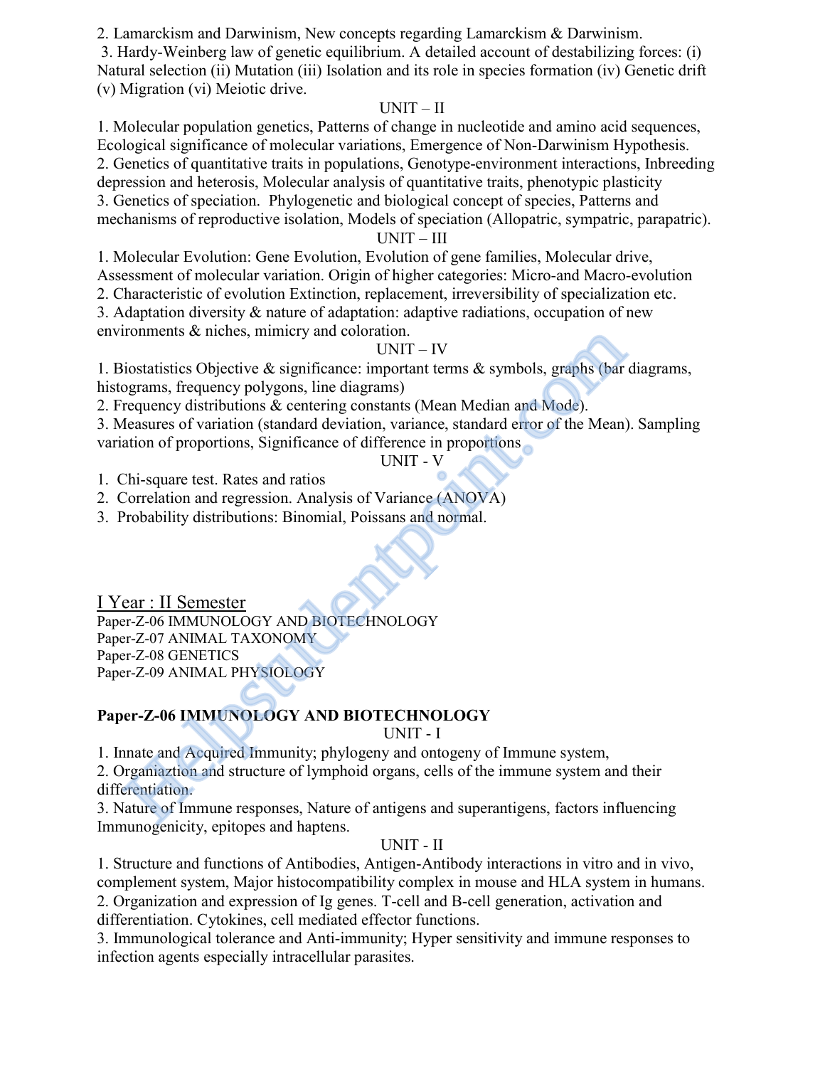2. Lamarckism and Darwinism, New concepts regarding Lamarckism & Darwinism.

3. Hardy-Weinberg law of genetic equilibrium. A detailed account of destabilizing forces: (i) Natural selection (ii) Mutation (iii) Isolation and its role in species formation (iv) Genetic drift (v) Migration (vi) Meiotic drive.

UNIT – II

1. Molecular population genetics, Patterns of change in nucleotide and amino acid sequences, Ecological significance of molecular variations, Emergence of Non-Darwinism Hypothesis.
2. Genetics of quantitative traits in populations, Genotype-environment interactions, Inbreeding depression and heterosis, Molecular analysis of quantitative traits, phenotypic plasticity
3. Genetics of speciation. Phylogenetic and biological concept of species, Patterns and mechanisms of reproductive isolation, Models of speciation (Allopatric, sympatric, parapatric).

UNIT – III

1. Molecular Evolution: Gene Evolution, Evolution of gene families, Molecular drive, Assessment of molecular variation. Origin of higher categories: Micro-and Macro-evolution
2. Characteristic of evolution Extinction, replacement, irreversibility of specialization etc.
3. Adaptation diversity & nature of adaptation: adaptive radiations, occupation of new environments & niches, mimicry and coloration.

UNIT – IV

1. Biostatistics Objective & significance: important terms & symbols, graphs (bar diagrams, histograms, frequency polygons, line diagrams)
2. Frequency distributions & centering constants (Mean Median and Mode).
3. Measures of variation (standard deviation, variance, standard error of the Mean). Sampling variation of proportions, Significance of difference in proportions

UNIT - V

1. Chi-square test. Rates and ratios
2. Correlation and regression. Analysis of Variance (ANOVA)
3. Probability distributions: Binomial, Poissans and normal.

## I Year : II Semester

Paper-Z-06 IMMUNOLOGY AND BIOTECHNOLOGY
Paper-Z-07 ANIMAL TAXONOMY
Paper-Z-08 GENETICS
Paper-Z-09 ANIMAL PHYSIOLOGY

### Paper-Z-06 IMMUNOLOGY AND BIOTECHNOLOGY

UNIT - I

1. Innate and Acquired Immunity; phylogeny and ontogeny of Immune system,
2. Organiaztion and structure of lymphoid organs, cells of the immune system and their differentiation.
3. Nature of Immune responses, Nature of antigens and superantigens, factors influencing Immunogenicity, epitopes and haptens.

UNIT - II

1. Structure and functions of Antibodies, Antigen-Antibody interactions in vitro and in vivo, complement system, Major histocompatibility complex in mouse and HLA system in humans.
2. Organization and expression of Ig genes. T-cell and B-cell generation, activation and differentiation. Cytokines, cell mediated effector functions.
3. Immunological tolerance and Anti-immunity; Hyper sensitivity and immune responses to infection agents especially intracellular parasites.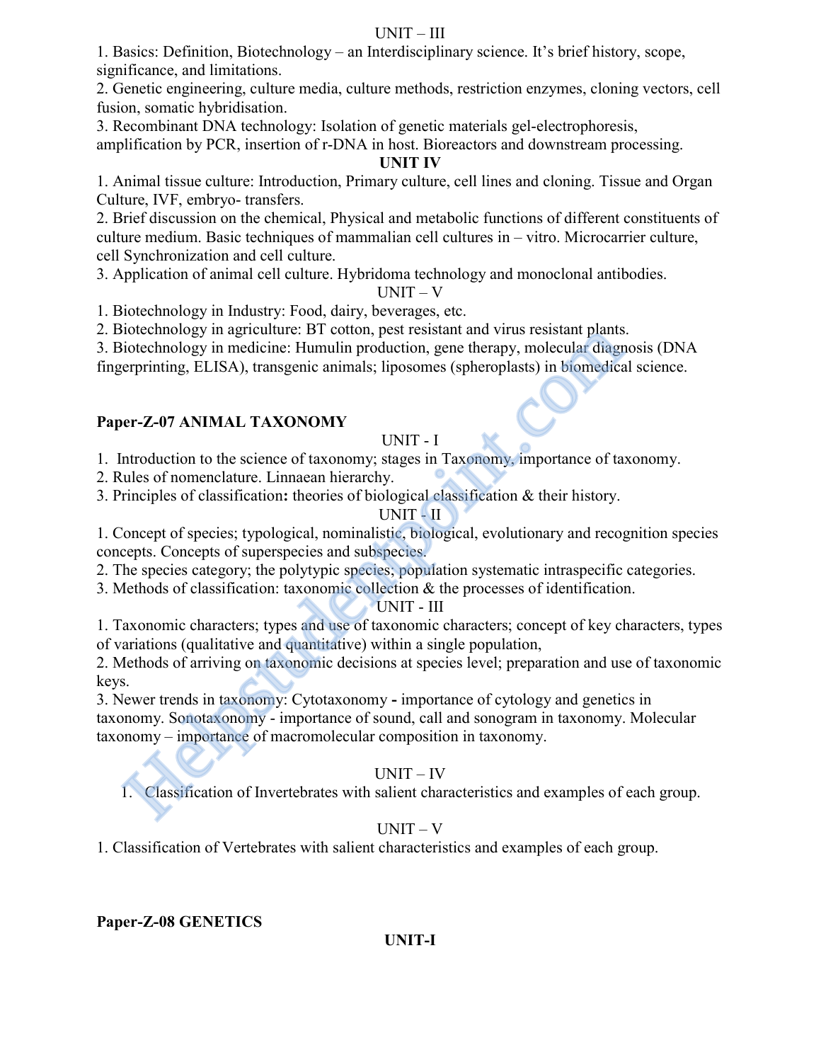## UNIT – III

1. Basics: Definition, Biotechnology – an Interdisciplinary science. It's brief history, scope, significance, and limitations.
2. Genetic engineering, culture media, culture methods, restriction enzymes, cloning vectors, cell fusion, somatic hybridisation.
3. Recombinant DNA technology: Isolation of genetic materials gel-electrophoresis, amplification by PCR, insertion of r-DNA in host. Bioreactors and downstream processing.

## UNIT IV

1. Animal tissue culture: Introduction, Primary culture, cell lines and cloning. Tissue and Organ Culture, IVF, embryo- transfers.
2. Brief discussion on the chemical, Physical and metabolic functions of different constituents of culture medium. Basic techniques of mammalian cell cultures in – vitro. Microcarrier culture, cell Synchronization and cell culture.
3. Application of animal cell culture. Hybridoma technology and monoclonal antibodies.

## UNIT – V

1. Biotechnology in Industry: Food, dairy, beverages, etc.
2. Biotechnology in agriculture: BT cotton, pest resistant and virus resistant plants.
3. Biotechnology in medicine: Humulin production, gene therapy, molecular diagnosis (DNA fingerprinting, ELISA), transgenic animals; liposomes (spheroplasts) in biomedical science.

# Paper-Z-07 ANIMAL TAXONOMY

## UNIT - I

1. Introduction to the science of taxonomy; stages in Taxonomy, importance of taxonomy.
2. Rules of nomenclature. Linnaean hierarchy.
3. Principles of classification**:** theories of biological classification & their history.

## UNIT - II

1. Concept of species; typological, nominalistic, biological, evolutionary and recognition species concepts. Concepts of superspecies and subspecies.
2. The species category; the polytypic species; population systematic intraspecific categories.
3. Methods of classification: taxonomic collection & the processes of identification.

## UNIT - III

1. Taxonomic characters; types and use of taxonomic characters; concept of key characters, types of variations (qualitative and quantitative) within a single population,
2. Methods of arriving on taxonomic decisions at species level; preparation and use of taxonomic keys.
3. Newer trends in taxonomy: Cytotaxonomy **-** importance of cytology and genetics in taxonomy. Sonotaxonomy - importance of sound, call and sonogram in taxonomy. Molecular taxonomy – importance of macromolecular composition in taxonomy.

## UNIT – IV

1. Classification of Invertebrates with salient characteristics and examples of each group.

## UNIT – V

1. Classification of Vertebrates with salient characteristics and examples of each group.

# Paper-Z-08 GENETICS

## UNIT-I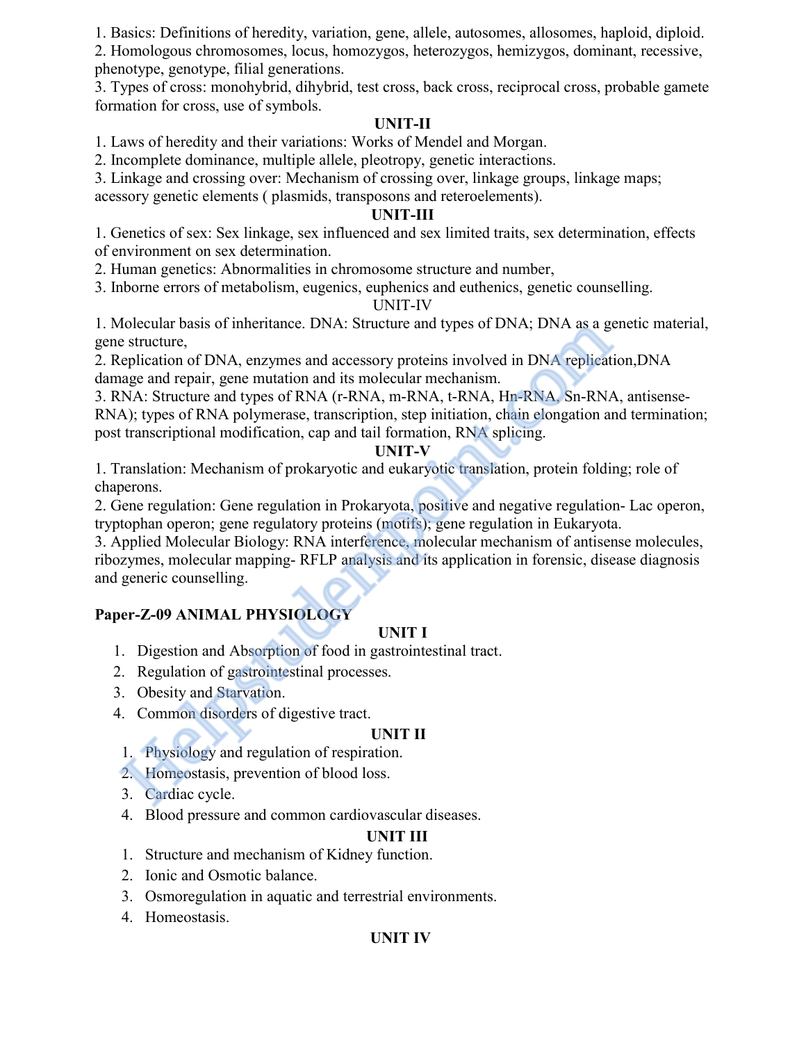1. Basics: Definitions of heredity, variation, gene, allele, autosomes, allosomes, haploid, diploid.
2. Homologous chromosomes, locus, homozygos, heterozygos, hemizygos, dominant, recessive, phenotype, genotype, filial generations.
3. Types of cross: monohybrid, dihybrid, test cross, back cross, reciprocal cross, probable gamete formation for cross, use of symbols.

### UNIT-II

1. Laws of heredity and their variations: Works of Mendel and Morgan.
2. Incomplete dominance, multiple allele, pleotropy, genetic interactions.
3. Linkage and crossing over: Mechanism of crossing over, linkage groups, linkage maps; acessory genetic elements ( plasmids, transposons and reteroelements).

### UNIT-III

1. Genetics of sex: Sex linkage, sex influenced and sex limited traits, sex determination, effects of environment on sex determination.
2. Human genetics: Abnormalities in chromosome structure and number,
3. Inborne errors of metabolism, eugenics, euphenics and euthenics, genetic counselling.

### UNIT-IV

1. Molecular basis of inheritance. DNA: Structure and types of DNA; DNA as a genetic material, gene structure,
2. Replication of DNA, enzymes and accessory proteins involved in DNA replication,DNA damage and repair, gene mutation and its molecular mechanism.
3. RNA: Structure and types of RNA (r-RNA, m-RNA, t-RNA, Hn-RNA, Sn-RNA, antisense-RNA); types of RNA polymerase, transcription, step initiation, chain elongation and termination; post transcriptional modification, cap and tail formation, RNA splicing.

### UNIT-V

1. Translation: Mechanism of prokaryotic and eukaryotic translation, protein folding; role of chaperons.
2. Gene regulation: Gene regulation in Prokaryota, positive and negative regulation- Lac operon, tryptophan operon; gene regulatory proteins (motifs); gene regulation in Eukaryota.
3. Applied Molecular Biology: RNA interference, molecular mechanism of antisense molecules, ribozymes, molecular mapping- RFLP analysis and its application in forensic, disease diagnosis and generic counselling.

## Paper-Z-09 ANIMAL PHYSIOLOGY

### UNIT I

1. Digestion and Absorption of food in gastrointestinal tract.
2. Regulation of gastrointestinal processes.
3. Obesity and Starvation.
4. Common disorders of digestive tract.

### UNIT II

1. Physiology and regulation of respiration.
2. Homeostasis, prevention of blood loss.
3. Cardiac cycle.
4. Blood pressure and common cardiovascular diseases.

### UNIT III

1. Structure and mechanism of Kidney function.
2. Ionic and Osmotic balance.
3. Osmoregulation in aquatic and terrestrial environments.
4. Homeostasis.

### UNIT IV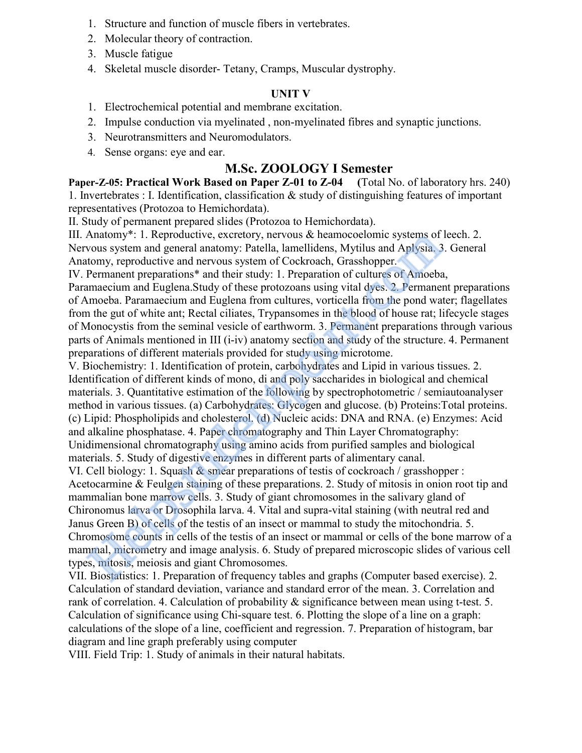1. Structure and function of muscle fibers in vertebrates.
2. Molecular theory of contraction.
3. Muscle fatigue
4. Skeletal muscle disorder- Tetany, Cramps, Muscular dystrophy.

### UNIT V

1. Electrochemical potential and membrane excitation.
2. Impulse conduction via myelinated , non-myelinated fibres and synaptic junctions.
3. Neurotransmitters and Neuromodulators.
4. Sense organs: eye and ear.

## M.Sc. ZOOLOGY I Semester

**Paper-Z-05: Practical Work Based on Paper Z-01 to Z-04** (Total No. of laboratory hrs. 240)

1. Invertebrates : I. Identification, classification & study of distinguishing features of important representatives (Protozoa to Hemichordata).

II. Study of permanent prepared slides (Protozoa to Hemichordata).

III. Anatomy*: 1. Reproductive, excretory, nervous & heamocoelomic systems of leech. 2. Nervous system and general anatomy: Patella, lamellidens, Mytilus and Aplysia. 3. General Anatomy, reproductive and nervous system of Cockroach, Grasshopper.

IV. Permanent preparations* and their study: 1. Preparation of cultures of Amoeba, Paramaecium and Euglena.Study of these protozoans using vital dyes. 2. Permanent preparations of Amoeba. Paramaecium and Euglena from cultures, vorticella from the pond water; flagellates from the gut of white ant; Rectal ciliates, Trypansomes in the blood of house rat; lifecycle stages of Monocystis from the seminal vesicle of earthworm. 3. Permanent preparations through various parts of Animals mentioned in III (i-iv) anatomy section and study of the structure. 4. Permanent preparations of different materials provided for study using microtome.

V. Biochemistry: 1. Identification of protein, carbohydrates and Lipid in various tissues. 2. Identification of different kinds of mono, di and poly saccharides in biological and chemical materials. 3. Quantitative estimation of the following by spectrophotometric / semiautoanalyser method in various tissues. (a) Carbohydrates: Glycogen and glucose. (b) Proteins:Total proteins. (c) Lipid: Phospholipids and cholesterol. (d) Nucleic acids: DNA and RNA. (e) Enzymes: Acid and alkaline phosphatase. 4. Paper chromatography and Thin Layer Chromatography: Unidimensional chromatography using amino acids from purified samples and biological materials. 5. Study of digestive enzymes in different parts of alimentary canal.

VI. Cell biology: 1. Squash & smear preparations of testis of cockroach / grasshopper : Acetocarmine & Feulgen staining of these preparations. 2. Study of mitosis in onion root tip and mammalian bone marrow cells. 3. Study of giant chromosomes in the salivary gland of Chironomus larva or Drosophila larva. 4. Vital and supra-vital staining (with neutral red and Janus Green B) of cells of the testis of an insect or mammal to study the mitochondria. 5. Chromosome counts in cells of the testis of an insect or mammal or cells of the bone marrow of a mammal, micrometry and image analysis. 6. Study of prepared microscopic slides of various cell types, mitosis, meiosis and giant Chromosomes.

VII. Biostatistics: 1. Preparation of frequency tables and graphs (Computer based exercise). 2. Calculation of standard deviation, variance and standard error of the mean. 3. Correlation and rank of correlation. 4. Calculation of probability & significance between mean using t-test. 5. Calculation of significance using Chi-square test. 6. Plotting the slope of a line on a graph: calculations of the slope of a line, coefficient and regression. 7. Preparation of histogram, bar diagram and line graph preferably using computer

VIII. Field Trip: 1. Study of animals in their natural habitats.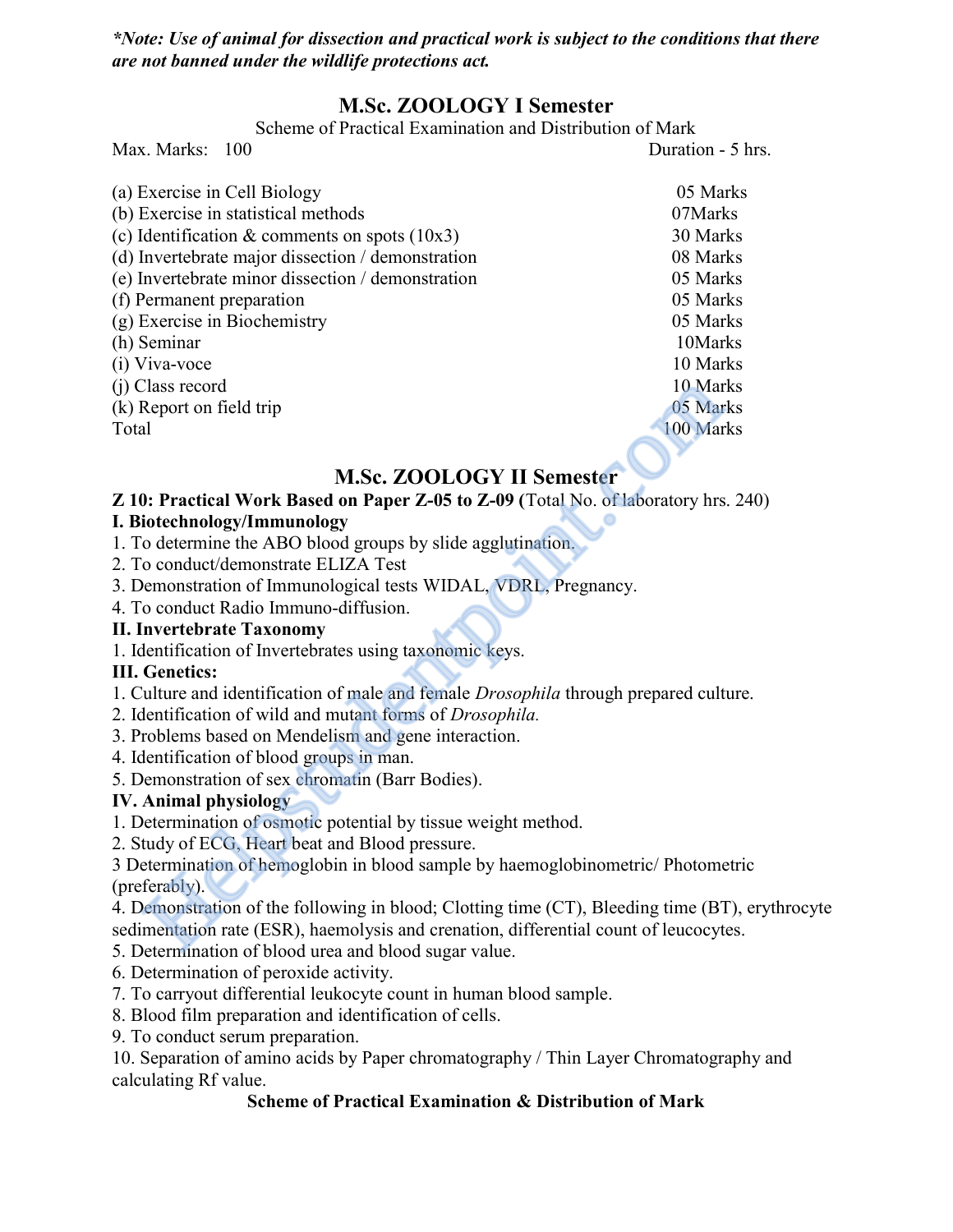***Note: Use of animal for dissection and practical work is subject to the conditions that there are not banned under the wildlife protections act.***

## M.Sc. ZOOLOGY I Semester

Scheme of Practical Examination and Distribution of Mark

Max. Marks: 100 Duration - 5 hrs.

| | |
|---|---|
| (a) Exercise in Cell Biology | 05 Marks |
| (b) Exercise in statistical methods | 07Marks |
| (c) Identification & comments on spots (10x3) | 30 Marks |
| (d) Invertebrate major dissection / demonstration | 08 Marks |
| (e) Invertebrate minor dissection / demonstration | 05 Marks |
| (f) Permanent preparation | 05 Marks |
| (g) Exercise in Biochemistry | 05 Marks |
| (h) Seminar | 10Marks |
| (i) Viva-voce | 10 Marks |
| (j) Class record | 10 Marks |
| (k) Report on field trip | 05 Marks |
| Total | 100 Marks |

## M.Sc. ZOOLOGY II Semester

**Z 10: Practical Work Based on Paper Z-05 to Z-09 (**Total No. of laboratory hrs. 240)

**I. Biotechnology/Immunology**

1. To determine the ABO blood groups by slide agglutination.
2. To conduct/demonstrate ELIZA Test
3. Demonstration of Immunological tests WIDAL, VDRL, Pregnancy.
4. To conduct Radio Immuno-diffusion.

**II. Invertebrate Taxonomy**

1. Identification of Invertebrates using taxonomic keys.

**III. Genetics:**

1. Culture and identification of male and female *Drosophila* through prepared culture.
2. Identification of wild and mutant forms of *Drosophila.*
3. Problems based on Mendelism and gene interaction.
4. Identification of blood groups in man.
5. Demonstration of sex chromatin (Barr Bodies).

**IV. Animal physiology**

1. Determination of osmotic potential by tissue weight method.
2. Study of ECG, Heart beat and Blood pressure.
3 Determination of hemoglobin in blood sample by haemoglobinometric/ Photometric (preferably).
4. Demonstration of the following in blood; Clotting time (CT), Bleeding time (BT), erythrocyte sedimentation rate (ESR), haemolysis and crenation, differential count of leucocytes.
5. Determination of blood urea and blood sugar value.
6. Determination of peroxide activity.
7. To carryout differential leukocyte count in human blood sample.
8. Blood film preparation and identification of cells.
9. To conduct serum preparation.
10. Separation of amino acids by Paper chromatography / Thin Layer Chromatography and calculating Rf value.

**Scheme of Practical Examination & Distribution of Mark**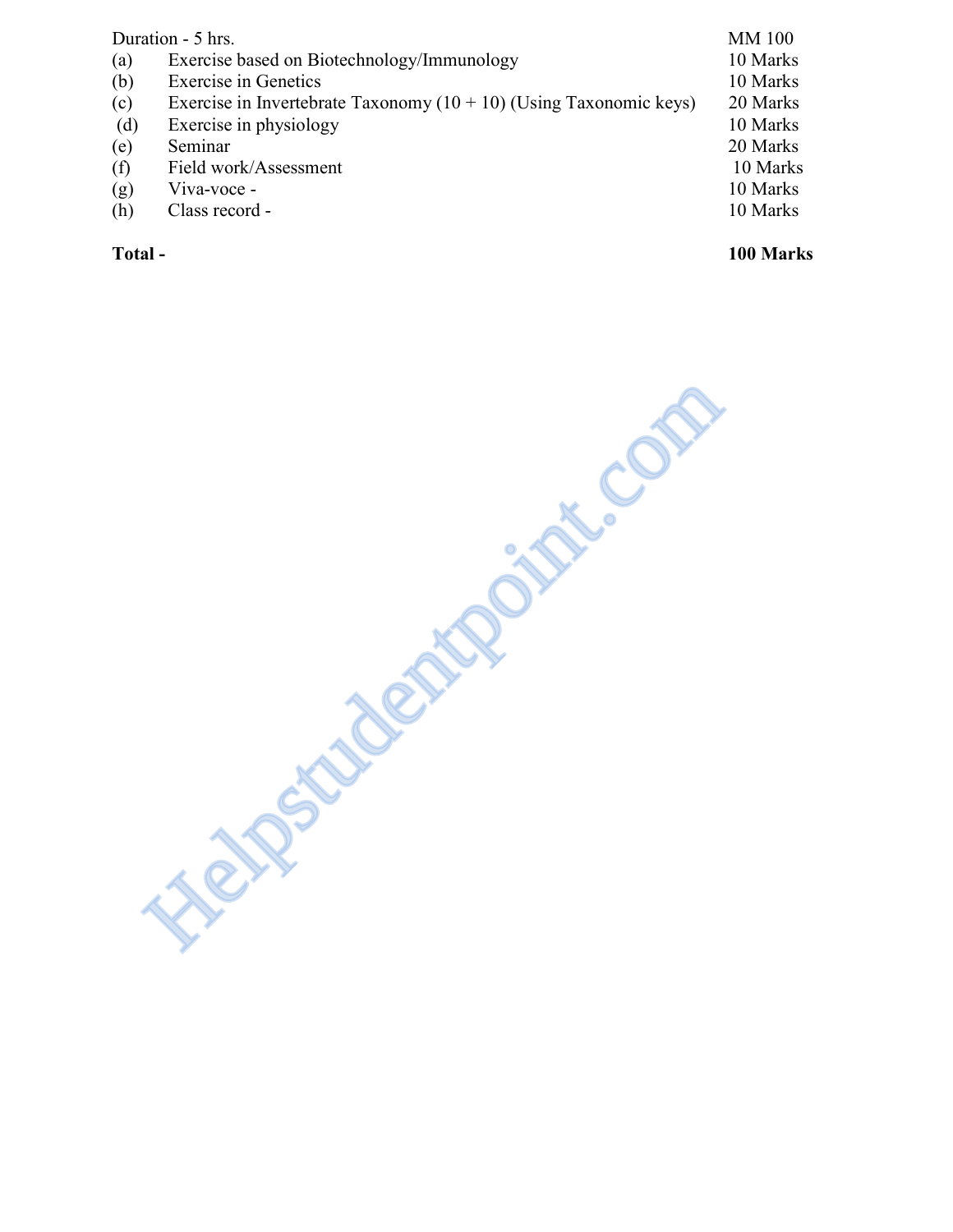| | | |
|---|---|---|
| Duration - 5 hrs. | | MM 100 |
| (a) | Exercise based on Biotechnology/Immunology | 10 Marks |
| (b) | Exercise in Genetics | 10 Marks |
| (c) | Exercise in Invertebrate Taxonomy (10 + 10) (Using Taxonomic keys) | 20 Marks |
| (d) | Exercise in physiology | 10 Marks |
| (e) | Seminar | 20 Marks |
| (f) | Field work/Assessment | 10 Marks |
| (g) | Viva-voce - | 10 Marks |
| (h) | Class record - | 10 Marks |
| **Total -** | | **100 Marks** |